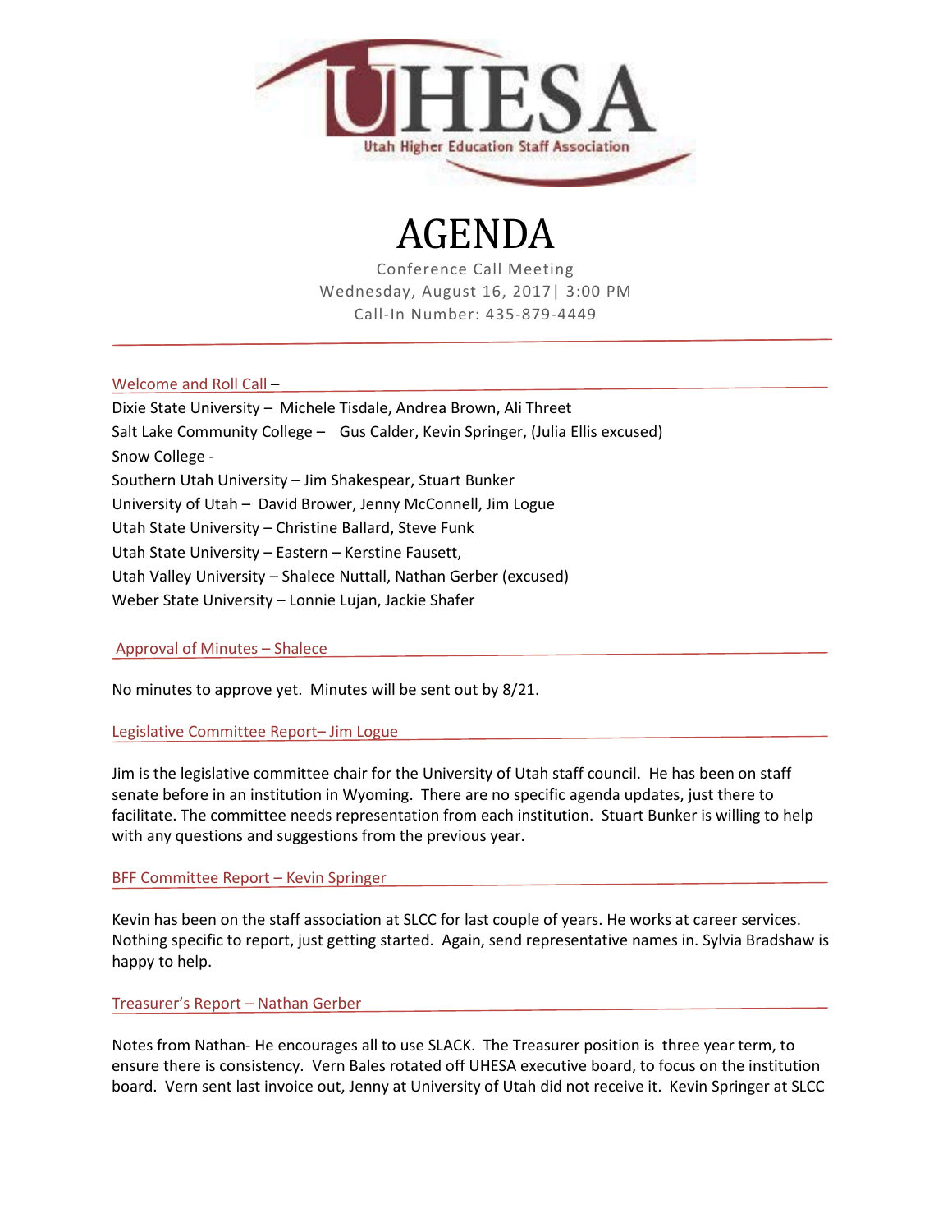UHESA
Utah Higher Education Staff Association

# AGENDA

Conference Call Meeting
Wednesday, August 16, 2017| 3:00 PM
Call-In Number: 435-879-4449

## Welcome and Roll Call –

Dixie State University – Michele Tisdale, Andrea Brown, Ali Threet
Salt Lake Community College – Gus Calder, Kevin Springer, (Julia Ellis excused)
Snow College -
Southern Utah University – Jim Shakespear, Stuart Bunker
University of Utah – David Brower, Jenny McConnell, Jim Logue
Utah State University – Christine Ballard, Steve Funk
Utah State University – Eastern – Kerstine Fausett,
Utah Valley University – Shalece Nuttall, Nathan Gerber (excused)
Weber State University – Lonnie Lujan, Jackie Shafer

## Approval of Minutes – Shalece

No minutes to approve yet. Minutes will be sent out by 8/21.

## Legislative Committee Report– Jim Logue

Jim is the legislative committee chair for the University of Utah staff council. He has been on staff senate before in an institution in Wyoming. There are no specific agenda updates, just there to facilitate. The committee needs representation from each institution. Stuart Bunker is willing to help with any questions and suggestions from the previous year.

## BFF Committee Report – Kevin Springer

Kevin has been on the staff association at SLCC for last couple of years. He works at career services. Nothing specific to report, just getting started. Again, send representative names in. Sylvia Bradshaw is happy to help.

## Treasurer's Report – Nathan Gerber

Notes from Nathan- He encourages all to use SLACK. The Treasurer position is three year term, to ensure there is consistency. Vern Bales rotated off UHESA executive board, to focus on the institution board. Vern sent last invoice out, Jenny at University of Utah did not receive it. Kevin Springer at SLCC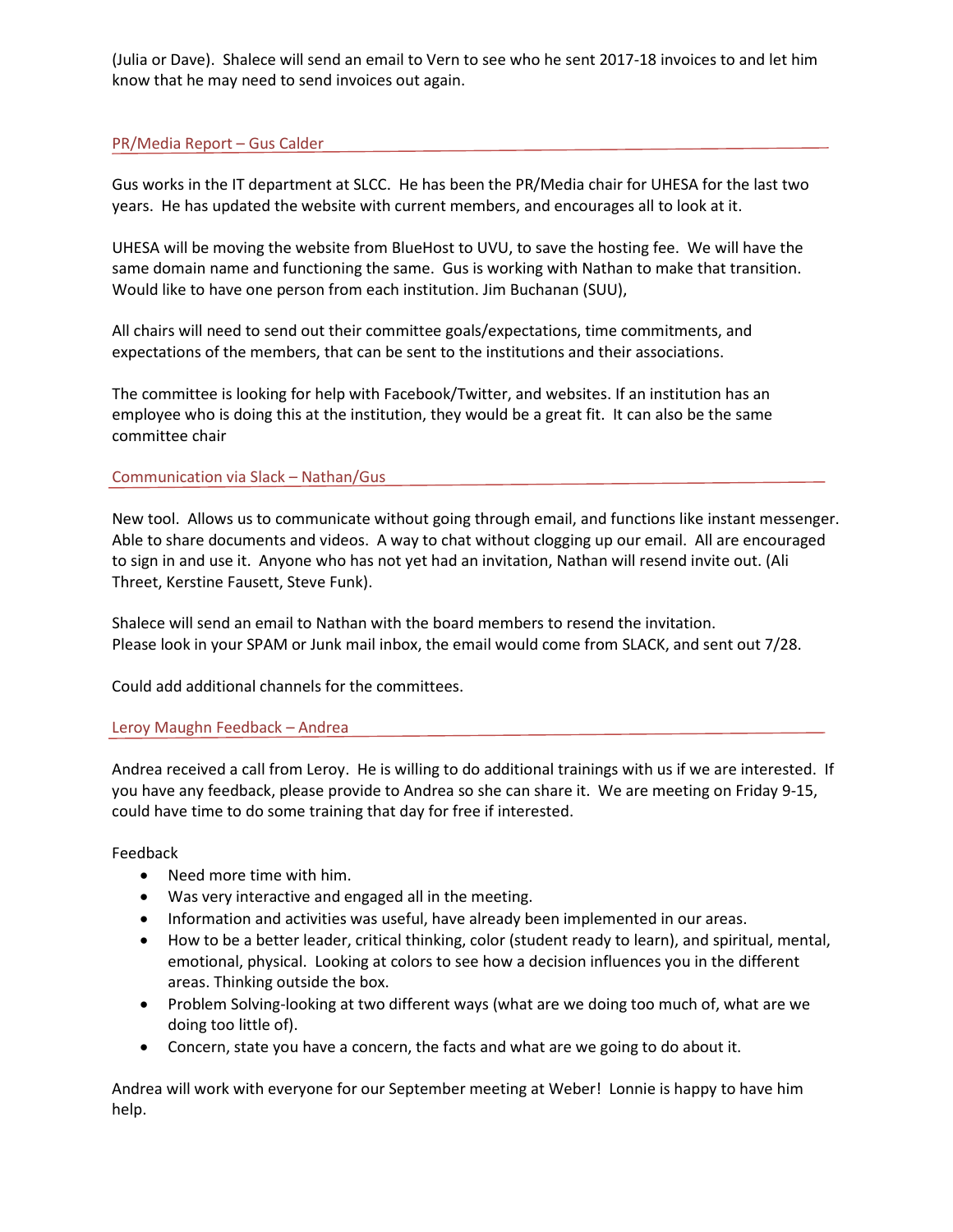(Julia or Dave). Shalece will send an email to Vern to see who he sent 2017-18 invoices to and let him know that he may need to send invoices out again.

## PR/Media Report – Gus Calder

Gus works in the IT department at SLCC. He has been the PR/Media chair for UHESA for the last two years. He has updated the website with current members, and encourages all to look at it.

UHESA will be moving the website from BlueHost to UVU, to save the hosting fee. We will have the same domain name and functioning the same. Gus is working with Nathan to make that transition. Would like to have one person from each institution. Jim Buchanan (SUU),

All chairs will need to send out their committee goals/expectations, time commitments, and expectations of the members, that can be sent to the institutions and their associations.

The committee is looking for help with Facebook/Twitter, and websites. If an institution has an employee who is doing this at the institution, they would be a great fit. It can also be the same committee chair

## Communication via Slack – Nathan/Gus

New tool. Allows us to communicate without going through email, and functions like instant messenger. Able to share documents and videos. A way to chat without clogging up our email. All are encouraged to sign in and use it. Anyone who has not yet had an invitation, Nathan will resend invite out. (Ali Threet, Kerstine Fausett, Steve Funk).

Shalece will send an email to Nathan with the board members to resend the invitation.
Please look in your SPAM or Junk mail inbox, the email would come from SLACK, and sent out 7/28.

Could add additional channels for the committees.

## Leroy Maughn Feedback – Andrea

Andrea received a call from Leroy. He is willing to do additional trainings with us if we are interested. If you have any feedback, please provide to Andrea so she can share it. We are meeting on Friday 9-15, could have time to do some training that day for free if interested.

Feedback

- Need more time with him.
- Was very interactive and engaged all in the meeting.
- Information and activities was useful, have already been implemented in our areas.
- How to be a better leader, critical thinking, color (student ready to learn), and spiritual, mental, emotional, physical. Looking at colors to see how a decision influences you in the different areas. Thinking outside the box.
- Problem Solving-looking at two different ways (what are we doing too much of, what are we doing too little of).
- Concern, state you have a concern, the facts and what are we going to do about it.

Andrea will work with everyone for our September meeting at Weber! Lonnie is happy to have him help.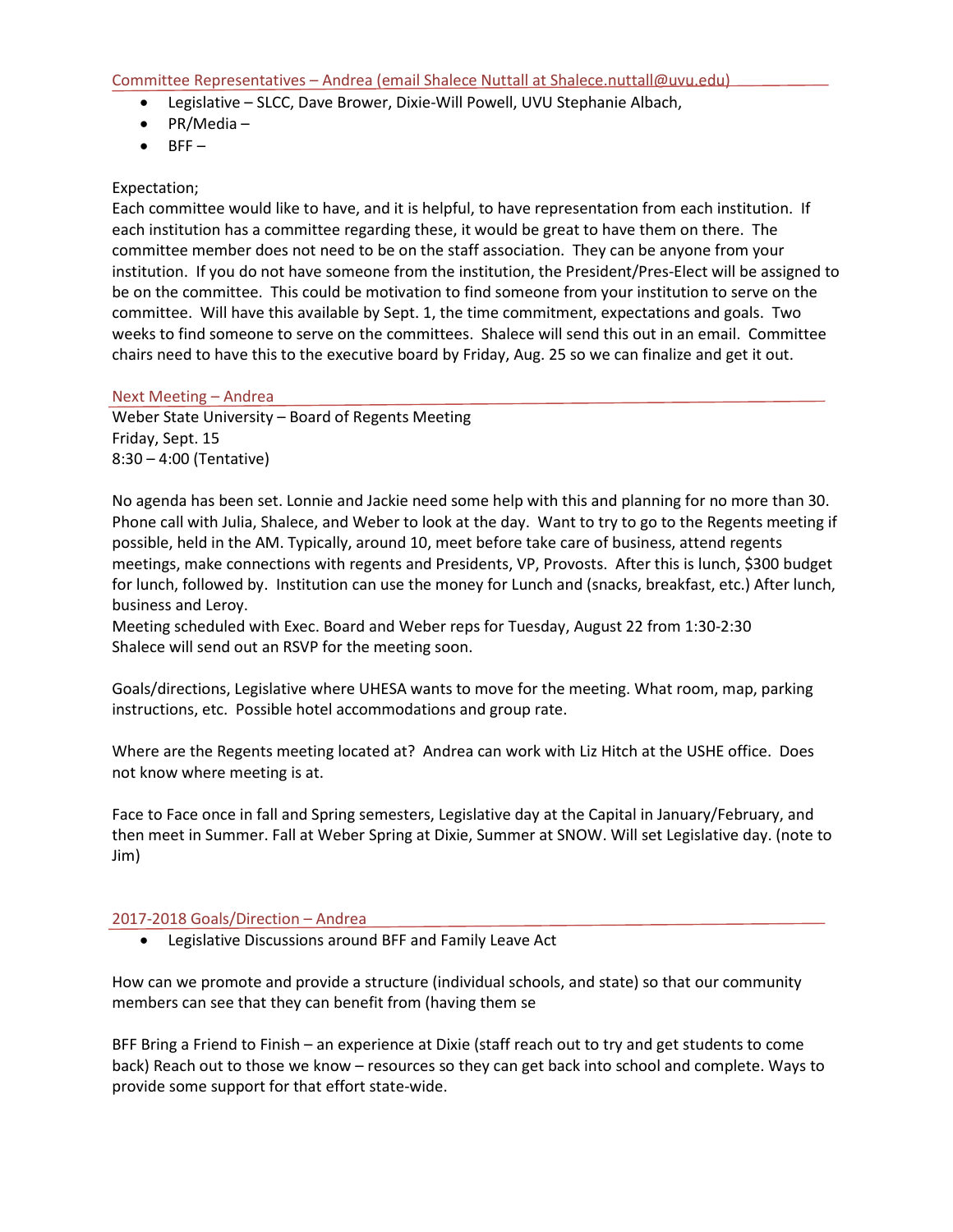## Committee Representatives – Andrea (email Shalece Nuttall at Shalece.nuttall@uvu.edu)

- Legislative – SLCC, Dave Brower, Dixie-Will Powell, UVU Stephanie Albach,
- PR/Media –
- BFF –

Expectation;
Each committee would like to have, and it is helpful, to have representation from each institution. If each institution has a committee regarding these, it would be great to have them on there. The committee member does not need to be on the staff association. They can be anyone from your institution. If you do not have someone from the institution, the President/Pres-Elect will be assigned to be on the committee. This could be motivation to find someone from your institution to serve on the committee. Will have this available by Sept. 1, the time commitment, expectations and goals. Two weeks to find someone to serve on the committees. Shalece will send this out in an email. Committee chairs need to have this to the executive board by Friday, Aug. 25 so we can finalize and get it out.

## Next Meeting – Andrea

Weber State University – Board of Regents Meeting
Friday, Sept. 15
8:30 – 4:00 (Tentative)

No agenda has been set. Lonnie and Jackie need some help with this and planning for no more than 30. Phone call with Julia, Shalece, and Weber to look at the day. Want to try to go to the Regents meeting if possible, held in the AM. Typically, around 10, meet before take care of business, attend regents meetings, make connections with regents and Presidents, VP, Provosts. After this is lunch, $300 budget for lunch, followed by. Institution can use the money for Lunch and (snacks, breakfast, etc.) After lunch, business and Leroy.
Meeting scheduled with Exec. Board and Weber reps for Tuesday, August 22 from 1:30-2:30
Shalece will send out an RSVP for the meeting soon.

Goals/directions, Legislative where UHESA wants to move for the meeting. What room, map, parking instructions, etc. Possible hotel accommodations and group rate.

Where are the Regents meeting located at? Andrea can work with Liz Hitch at the USHE office. Does not know where meeting is at.

Face to Face once in fall and Spring semesters, Legislative day at the Capital in January/February, and then meet in Summer. Fall at Weber Spring at Dixie, Summer at SNOW. Will set Legislative day. (note to Jim)

## 2017-2018 Goals/Direction – Andrea

- Legislative Discussions around BFF and Family Leave Act

How can we promote and provide a structure (individual schools, and state) so that our community members can see that they can benefit from (having them se

BFF Bring a Friend to Finish – an experience at Dixie (staff reach out to try and get students to come back) Reach out to those we know – resources so they can get back into school and complete. Ways to provide some support for that effort state-wide.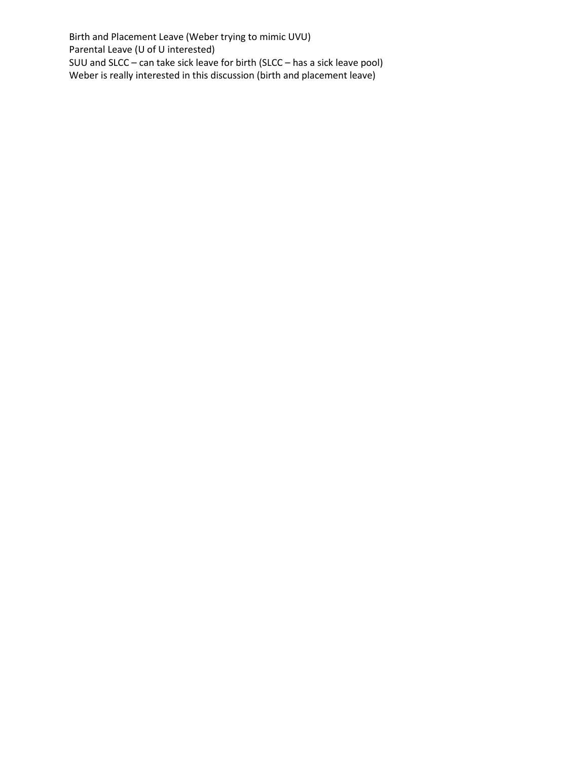Birth and Placement Leave (Weber trying to mimic UVU)
Parental Leave (U of U interested)
SUU and SLCC – can take sick leave for birth (SLCC – has a sick leave pool)
Weber is really interested in this discussion (birth and placement leave)